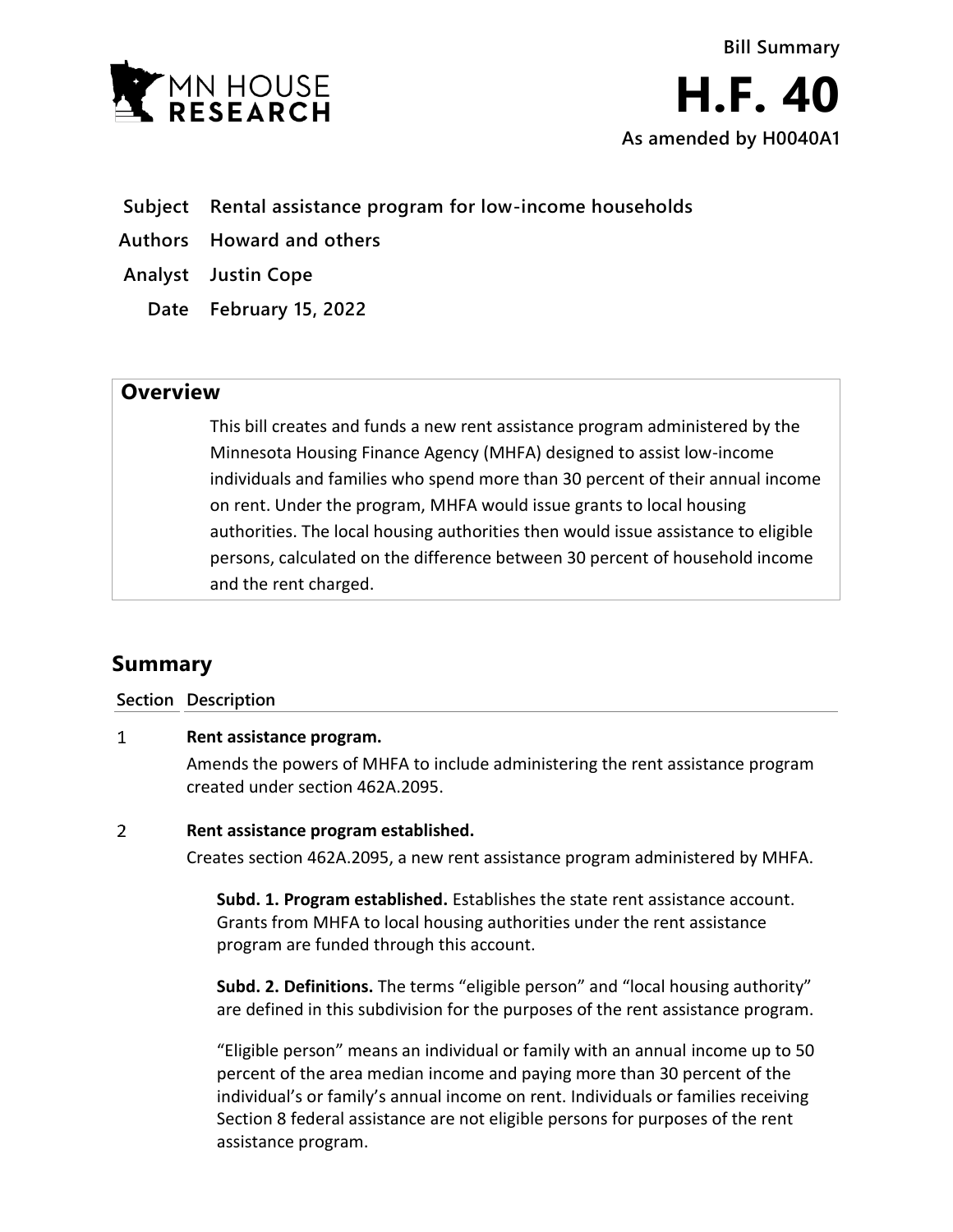Bill Summary

# H.F. 40

**As amended by H0040A1**

| | |
|---|---|
| **Subject** | **Rental assistance program for low-income households** |
| **Authors** | **Howard and others** |
| **Analyst** | **Justin Cope** |
| **Date** | **February 15, 2022** |

## Overview

This bill creates and funds a new rent assistance program administered by the Minnesota Housing Finance Agency (MHFA) designed to assist low-income individuals and families who spend more than 30 percent of their annual income on rent. Under the program, MHFA would issue grants to local housing authorities. The local housing authorities then would issue assistance to eligible persons, calculated on the difference between 30 percent of household income and the rent charged.

## Summary

**Section Description**

1 **Rent assistance program.**

Amends the powers of MHFA to include administering the rent assistance program created under section 462A.2095.

2 **Rent assistance program established.**

Creates section 462A.2095, a new rent assistance program administered by MHFA.

**Subd. 1. Program established.** Establishes the state rent assistance account. Grants from MHFA to local housing authorities under the rent assistance program are funded through this account.

**Subd. 2. Definitions.** The terms "eligible person" and "local housing authority" are defined in this subdivision for the purposes of the rent assistance program.

"Eligible person" means an individual or family with an annual income up to 50 percent of the area median income and paying more than 30 percent of the individual's or family's annual income on rent. Individuals or families receiving Section 8 federal assistance are not eligible persons for purposes of the rent assistance program.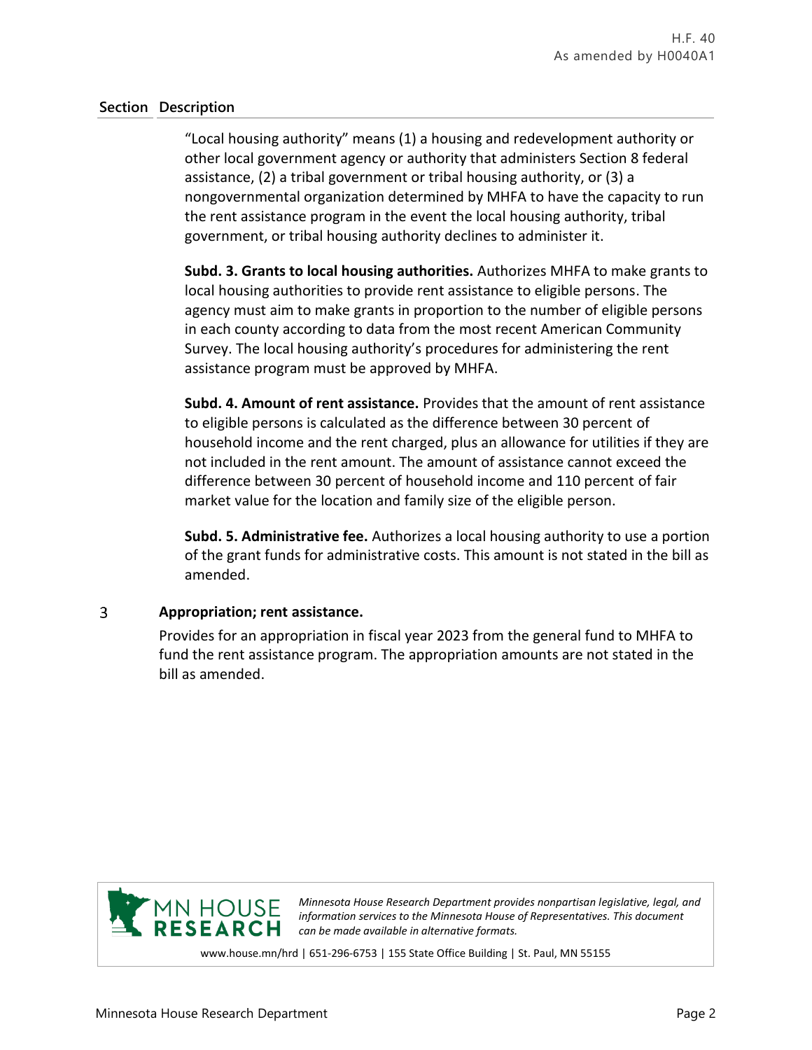| Section | Description |
|---|---|
| | "Local housing authority" means (1) a housing and redevelopment authority or other local government agency or authority that administers Section 8 federal assistance, (2) a tribal government or tribal housing authority, or (3) a nongovernmental organization determined by MHFA to have the capacity to run the rent assistance program in the event the local housing authority, tribal government, or tribal housing authority declines to administer it.<br><br>**Subd. 3. Grants to local housing authorities.** Authorizes MHFA to make grants to local housing authorities to provide rent assistance to eligible persons. The agency must aim to make grants in proportion to the number of eligible persons in each county according to data from the most recent American Community Survey. The local housing authority's procedures for administering the rent assistance program must be approved by MHFA.<br><br>**Subd. 4. Amount of rent assistance.** Provides that the amount of rent assistance to eligible persons is calculated as the difference between 30 percent of household income and the rent charged, plus an allowance for utilities if they are not included in the rent amount. The amount of assistance cannot exceed the difference between 30 percent of household income and 110 percent of fair market value for the location and family size of the eligible person.<br><br>**Subd. 5. Administrative fee.** Authorizes a local housing authority to use a portion of the grant funds for administrative costs. This amount is not stated in the bill as amended. |
| 3 | **Appropriation; rent assistance.**<br><br>Provides for an appropriation in fiscal year 2023 from the general fund to MHFA to fund the rent assistance program. The appropriation amounts are not stated in the bill as amended. |

*Minnesota House Research Department provides nonpartisan legislative, legal, and information services to the Minnesota House of Representatives. This document can be made available in alternative formats.*

www.house.mn/hrd | 651-296-6753 | 155 State Office Building | St. Paul, MN 55155